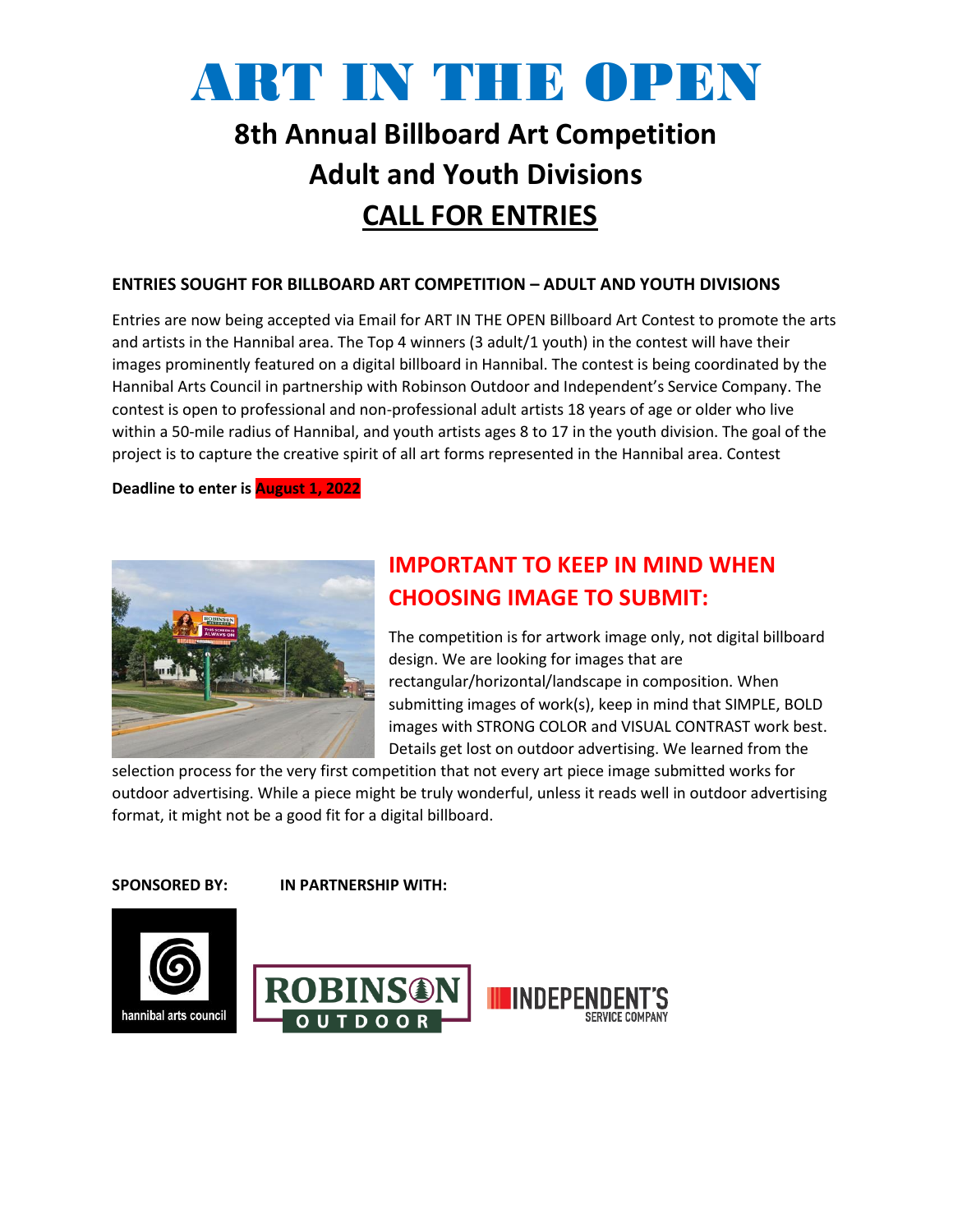# ART IN THE OPEN

## 8th Annual Billboard Art Competition
## Adult and Youth Divisions
## CALL FOR ENTRIES

**ENTRIES SOUGHT FOR BILLBOARD ART COMPETITION – ADULT AND YOUTH DIVISIONS**

Entries are now being accepted via Email for ART IN THE OPEN Billboard Art Contest to promote the arts and artists in the Hannibal area. The Top 4 winners (3 adult/1 youth) in the contest will have their images prominently featured on a digital billboard in Hannibal. The contest is being coordinated by the Hannibal Arts Council in partnership with Robinson Outdoor and Independent's Service Company. The contest is open to professional and non-professional adult artists 18 years of age or older who live within a 50-mile radius of Hannibal, and youth artists ages 8 to 17 in the youth division. The goal of the project is to capture the creative spirit of all art forms represented in the Hannibal area. Contest

**Deadline to enter is August 1, 2022**

## IMPORTANT TO KEEP IN MIND WHEN CHOOSING IMAGE TO SUBMIT:

The competition is for artwork image only, not digital billboard design. We are looking for images that are rectangular/horizontal/landscape in composition. When submitting images of work(s), keep in mind that SIMPLE, BOLD images with STRONG COLOR and VISUAL CONTRAST work best. Details get lost on outdoor advertising. We learned from the selection process for the very first competition that not every art piece image submitted works for outdoor advertising. While a piece might be truly wonderful, unless it reads well in outdoor advertising format, it might not be a good fit for a digital billboard.

**SPONSORED BY:** **IN PARTNERSHIP WITH:**

hannibal arts council

ROBINSON OUTDOOR

INDEPENDENT'S SERVICE COMPANY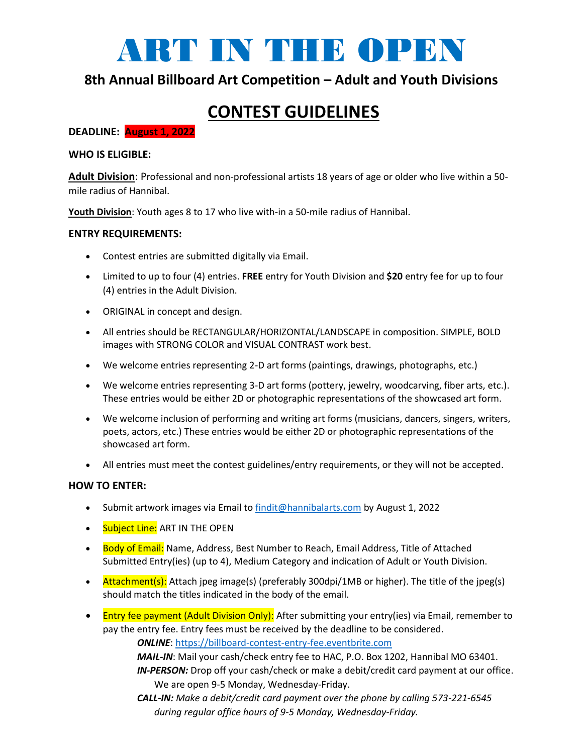# ART IN THE OPEN

## 8th Annual Billboard Art Competition – Adult and Youth Divisions

## CONTEST GUIDELINES

**DEADLINE: August 1, 2022**

**WHO IS ELIGIBLE:**

**Adult Division**: Professional and non-professional artists 18 years of age or older who live within a 50-mile radius of Hannibal.

**Youth Division**: Youth ages 8 to 17 who live with-in a 50-mile radius of Hannibal.

**ENTRY REQUIREMENTS:**

- Contest entries are submitted digitally via Email.
- Limited to up to four (4) entries. **FREE** entry for Youth Division and **$20** entry fee for up to four (4) entries in the Adult Division.
- ORIGINAL in concept and design.
- All entries should be RECTANGULAR/HORIZONTAL/LANDSCAPE in composition. SIMPLE, BOLD images with STRONG COLOR and VISUAL CONTRAST work best.
- We welcome entries representing 2-D art forms (paintings, drawings, photographs, etc.)
- We welcome entries representing 3-D art forms (pottery, jewelry, woodcarving, fiber arts, etc.). These entries would be either 2D or photographic representations of the showcased art form.
- We welcome inclusion of performing and writing art forms (musicians, dancers, singers, writers, poets, actors, etc.) These entries would be either 2D or photographic representations of the showcased art form.
- All entries must meet the contest guidelines/entry requirements, or they will not be accepted.

**HOW TO ENTER:**

- Submit artwork images via Email to findit@hannibalarts.com by August 1, 2022
- Subject Line: ART IN THE OPEN
- Body of Email: Name, Address, Best Number to Reach, Email Address, Title of Attached Submitted Entry(ies) (up to 4), Medium Category and indication of Adult or Youth Division.
- Attachment(s): Attach jpeg image(s) (preferably 300dpi/1MB or higher). The title of the jpeg(s) should match the titles indicated in the body of the email.
- Entry fee payment (Adult Division Only): After submitting your entry(ies) via Email, remember to pay the entry fee. Entry fees must be received by the deadline to be considered.
  - ***ONLINE***: https://billboard-contest-entry-fee.eventbrite.com
  - ***MAIL-IN***: Mail your cash/check entry fee to HAC, P.O. Box 1202, Hannibal MO 63401.
  - ***IN-PERSON:*** Drop off your cash/check or make a debit/credit card payment at our office. We are open 9-5 Monday, Wednesday-Friday.
  - ***CALL-IN:*** *Make a debit/credit card payment over the phone by calling 573-221-6545 during regular office hours of 9-5 Monday, Wednesday-Friday.*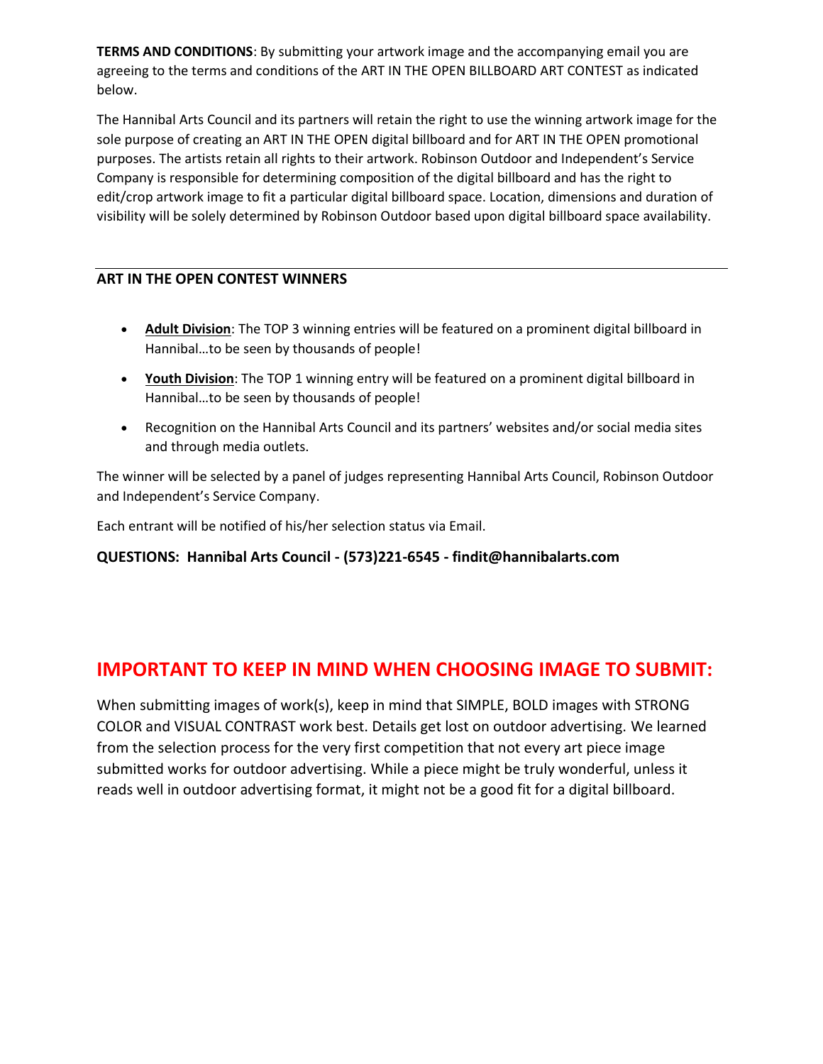**TERMS AND CONDITIONS**: By submitting your artwork image and the accompanying email you are agreeing to the terms and conditions of the ART IN THE OPEN BILLBOARD ART CONTEST as indicated below.

The Hannibal Arts Council and its partners will retain the right to use the winning artwork image for the sole purpose of creating an ART IN THE OPEN digital billboard and for ART IN THE OPEN promotional purposes. The artists retain all rights to their artwork. Robinson Outdoor and Independent's Service Company is responsible for determining composition of the digital billboard and has the right to edit/crop artwork image to fit a particular digital billboard space. Location, dimensions and duration of visibility will be solely determined by Robinson Outdoor based upon digital billboard space availability.

---

**ART IN THE OPEN CONTEST WINNERS**

- **Adult Division**: The TOP 3 winning entries will be featured on a prominent digital billboard in Hannibal…to be seen by thousands of people!
- **Youth Division**: The TOP 1 winning entry will be featured on a prominent digital billboard in Hannibal…to be seen by thousands of people!
- Recognition on the Hannibal Arts Council and its partners' websites and/or social media sites and through media outlets.

The winner will be selected by a panel of judges representing Hannibal Arts Council, Robinson Outdoor and Independent's Service Company.

Each entrant will be notified of his/her selection status via Email.

**QUESTIONS: Hannibal Arts Council - (573)221-6545 - findit@hannibalarts.com**

## IMPORTANT TO KEEP IN MIND WHEN CHOOSING IMAGE TO SUBMIT:

When submitting images of work(s), keep in mind that SIMPLE, BOLD images with STRONG COLOR and VISUAL CONTRAST work best. Details get lost on outdoor advertising. We learned from the selection process for the very first competition that not every art piece image submitted works for outdoor advertising. While a piece might be truly wonderful, unless it reads well in outdoor advertising format, it might not be a good fit for a digital billboard.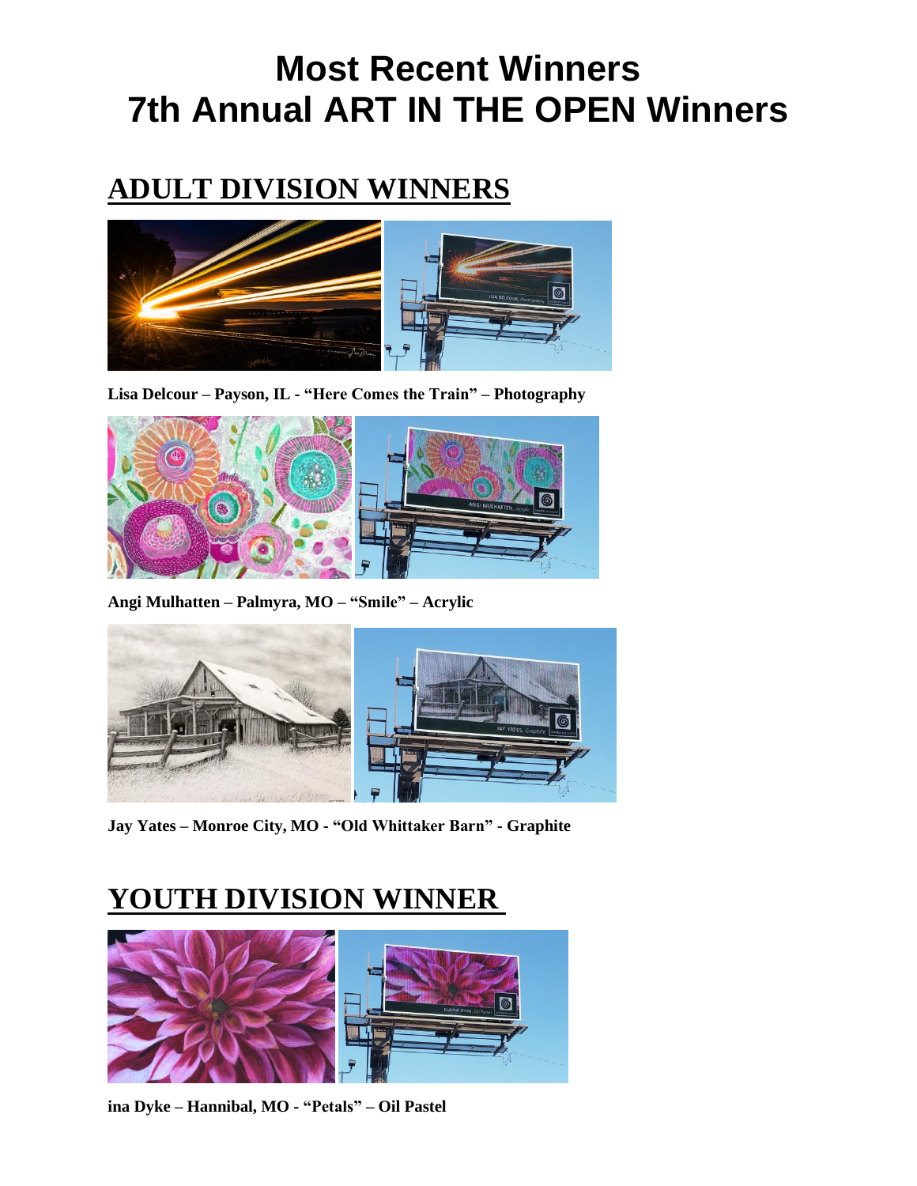# Most Recent Winners
# 7th Annual ART IN THE OPEN Winners

## ADULT DIVISION WINNERS

**Lisa Delcour – Payson, IL - "Here Comes the Train" – Photography**

**Angi Mulhatten – Palmyra, MO – "Smile" – Acrylic**

**Jay Yates – Monroe City, MO - "Old Whittaker Barn" - Graphite**

## YOUTH DIVISION WINNER

**ina Dyke – Hannibal, MO - "Petals" – Oil Pastel**